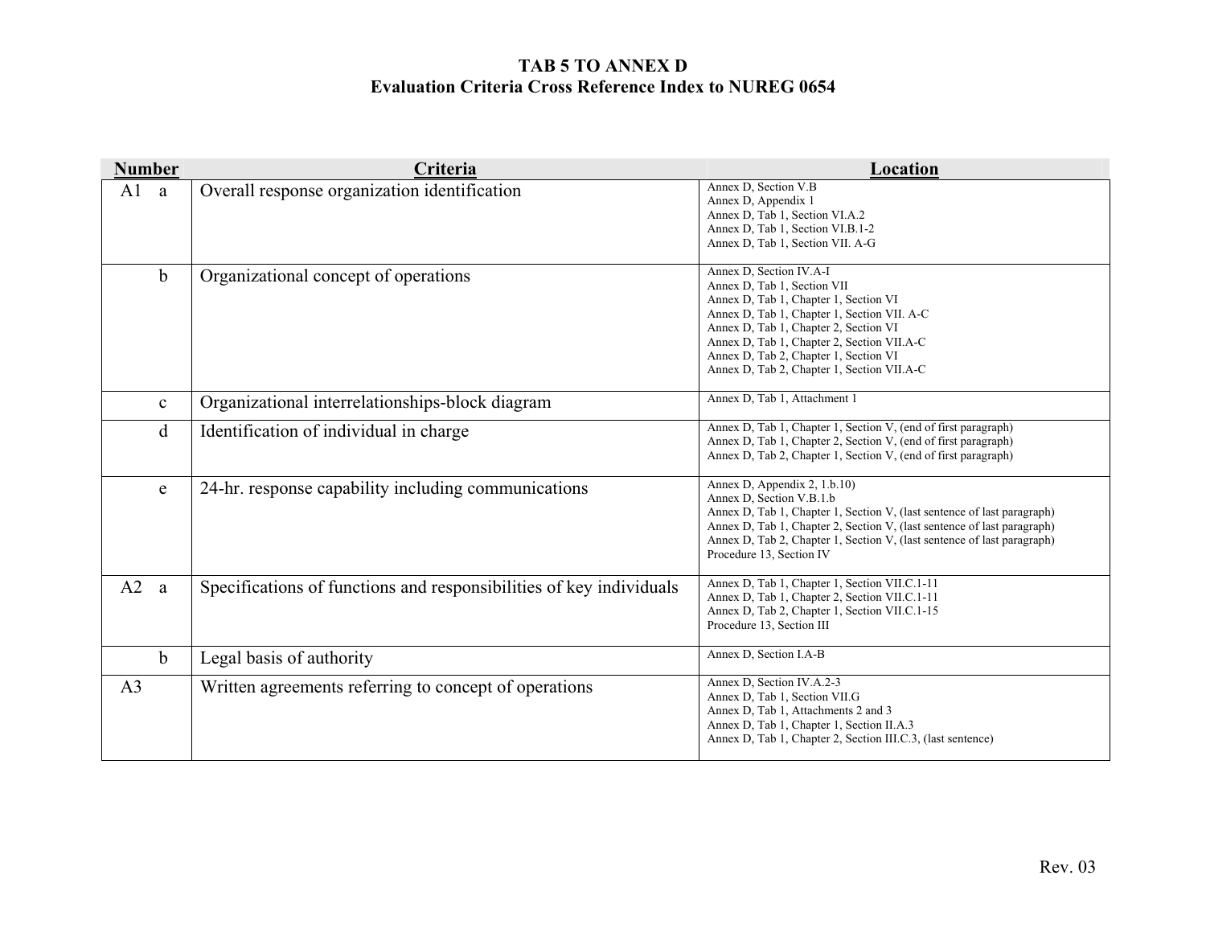# TAB 5 TO ANNEX D
## Evaluation Criteria Cross Reference Index to NUREG 0654

| Number | Criteria | Location |
|---|---|---|
| A1 a | Overall response organization identification | Annex D, Section V.B<br>Annex D, Appendix 1<br>Annex D, Tab 1, Section VI.A.2<br>Annex D, Tab 1, Section VI.B.1-2<br>Annex D, Tab 1, Section VII. A-G |
| b | Organizational concept of operations | Annex D, Section IV.A-I<br>Annex D, Tab 1, Section VII<br>Annex D, Tab 1, Chapter 1, Section VI<br>Annex D, Tab 1, Chapter 1, Section VII. A-C<br>Annex D, Tab 1, Chapter 2, Section VI<br>Annex D, Tab 1, Chapter 2, Section VII.A-C<br>Annex D, Tab 2, Chapter 1, Section VI<br>Annex D, Tab 2, Chapter 1, Section VII.A-C |
| c | Organizational interrelationships-block diagram | Annex D, Tab 1, Attachment 1 |
| d | Identification of individual in charge | Annex D, Tab 1, Chapter 1, Section V, (end of first paragraph)<br>Annex D, Tab 1, Chapter 2, Section V, (end of first paragraph)<br>Annex D, Tab 2, Chapter 1, Section V, (end of first paragraph) |
| e | 24-hr. response capability including communications | Annex D, Appendix 2, 1.b.10)<br>Annex D, Section V.B.1.b<br>Annex D, Tab 1, Chapter 1, Section V, (last sentence of last paragraph)<br>Annex D, Tab 1, Chapter 2, Section V, (last sentence of last paragraph)<br>Annex D, Tab 2, Chapter 1, Section V, (last sentence of last paragraph)<br>Procedure 13, Section IV |
| A2 a | Specifications of functions and responsibilities of key individuals | Annex D, Tab 1, Chapter 1, Section VII.C.1-11<br>Annex D, Tab 1, Chapter 2, Section VII.C.1-11<br>Annex D, Tab 2, Chapter 1, Section VII.C.1-15<br>Procedure 13, Section III |
| b | Legal basis of authority | Annex D, Section I.A-B |
| A3 | Written agreements referring to concept of operations | Annex D, Section IV.A.2-3<br>Annex D, Tab 1, Section VII.G<br>Annex D, Tab 1, Attachments 2 and 3<br>Annex D, Tab 1, Chapter 1, Section II.A.3<br>Annex D, Tab 1, Chapter 2, Section III.C.3, (last sentence) |

Rev. 03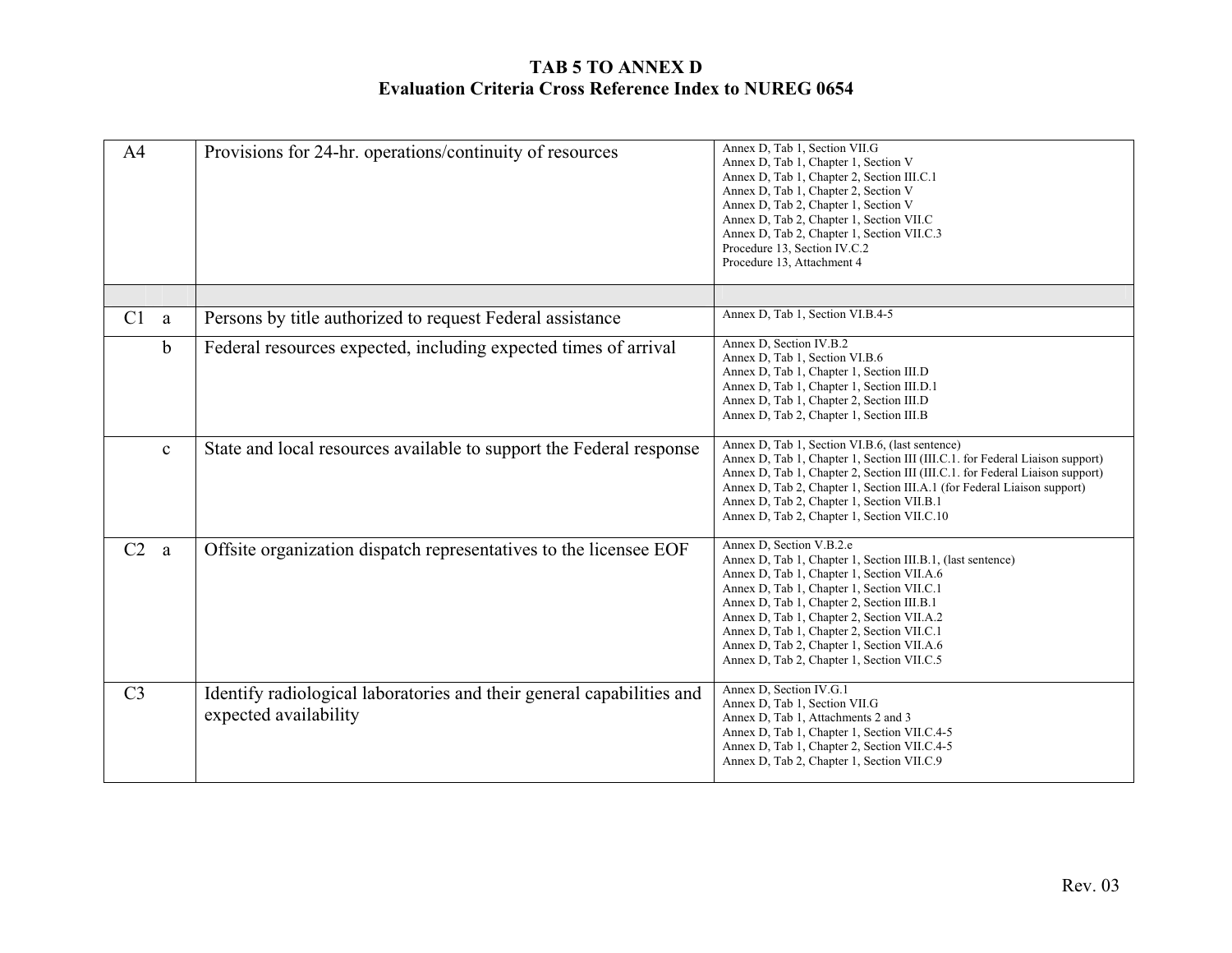**TAB 5 TO ANNEX D**
**Evaluation Criteria Cross Reference Index to NUREG 0654**

| | | | |
|---|---|---|---|
| A4 | | Provisions for 24-hr. operations/continuity of resources | Annex D, Tab 1, Section VII.G<br>Annex D, Tab 1, Chapter 1, Section V<br>Annex D, Tab 1, Chapter 2, Section III.C.1<br>Annex D, Tab 1, Chapter 2, Section V<br>Annex D, Tab 2, Chapter 1, Section V<br>Annex D, Tab 2, Chapter 1, Section VII.C<br>Annex D, Tab 2, Chapter 1, Section VII.C.3<br>Procedure 13, Section IV.C.2<br>Procedure 13, Attachment 4 |
| | | | |
| C1 | a | Persons by title authorized to request Federal assistance | Annex D, Tab 1, Section VI.B.4-5 |
| | b | Federal resources expected, including expected times of arrival | Annex D, Section IV.B.2<br>Annex D, Tab 1, Section VI.B.6<br>Annex D, Tab 1, Chapter 1, Section III.D<br>Annex D, Tab 1, Chapter 1, Section III.D.1<br>Annex D, Tab 1, Chapter 2, Section III.D<br>Annex D, Tab 2, Chapter 1, Section III.B |
| | c | State and local resources available to support the Federal response | Annex D, Tab 1, Section VI.B.6, (last sentence)<br>Annex D, Tab 1, Chapter 1, Section III (III.C.1. for Federal Liaison support)<br>Annex D, Tab 1, Chapter 2, Section III (III.C.1. for Federal Liaison support)<br>Annex D, Tab 2, Chapter 1, Section III.A.1 (for Federal Liaison support)<br>Annex D, Tab 2, Chapter 1, Section VII.B.1<br>Annex D, Tab 2, Chapter 1, Section VII.C.10 |
| C2 | a | Offsite organization dispatch representatives to the licensee EOF | Annex D, Section V.B.2.e<br>Annex D, Tab 1, Chapter 1, Section III.B.1, (last sentence)<br>Annex D, Tab 1, Chapter 1, Section VII.A.6<br>Annex D, Tab 1, Chapter 1, Section VII.C.1<br>Annex D, Tab 1, Chapter 2, Section III.B.1<br>Annex D, Tab 1, Chapter 2, Section VII.A.2<br>Annex D, Tab 1, Chapter 2, Section VII.C.1<br>Annex D, Tab 2, Chapter 1, Section VII.A.6<br>Annex D, Tab 2, Chapter 1, Section VII.C.5 |
| C3 | | Identify radiological laboratories and their general capabilities and expected availability | Annex D, Section IV.G.1<br>Annex D, Tab 1, Section VII.G<br>Annex D, Tab 1, Attachments 2 and 3<br>Annex D, Tab 1, Chapter 1, Section VII.C.4-5<br>Annex D, Tab 1, Chapter 2, Section VII.C.4-5<br>Annex D, Tab 2, Chapter 1, Section VII.C.9 |

Rev. 03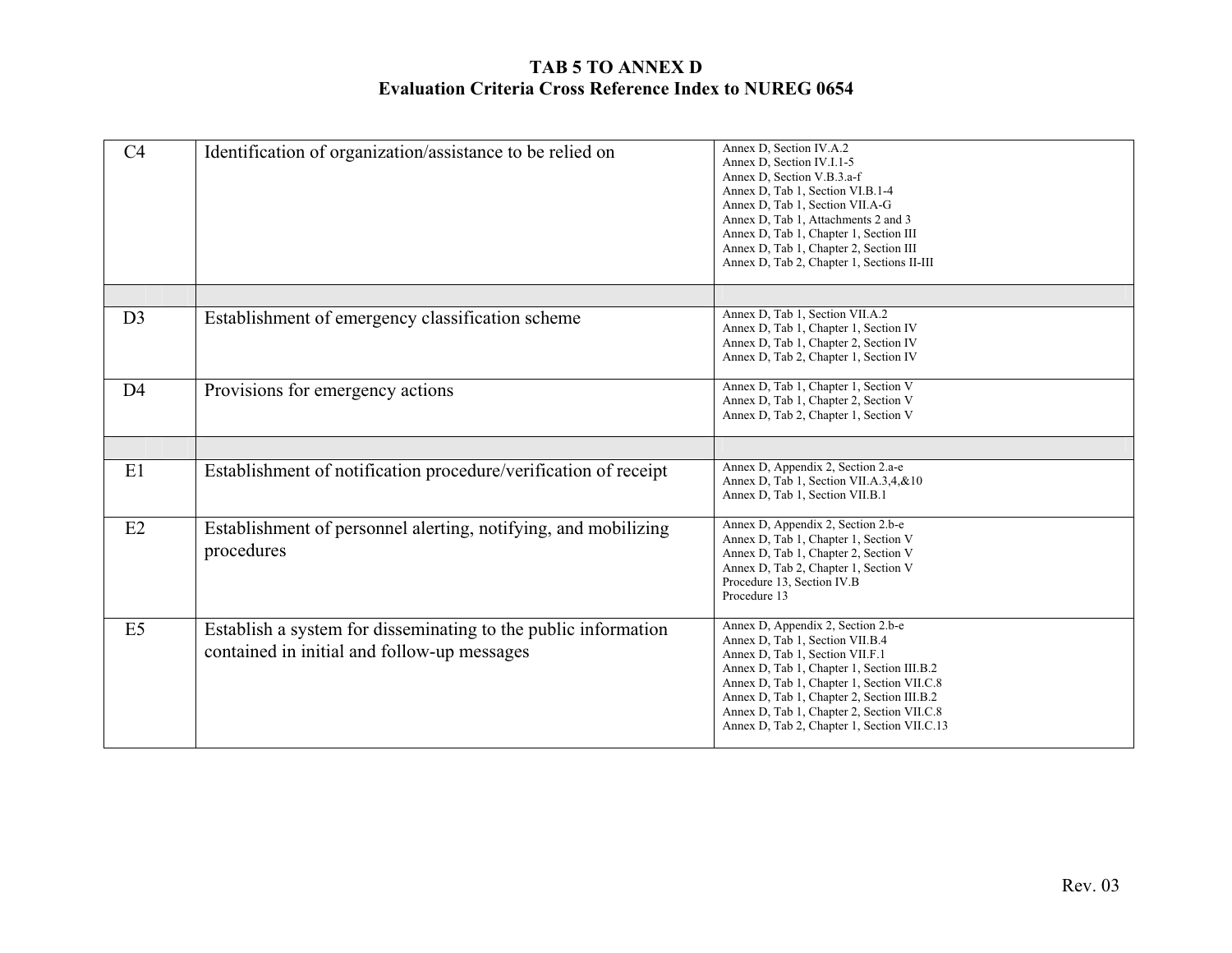# TAB 5 TO ANNEX D
## Evaluation Criteria Cross Reference Index to NUREG 0654

| | | |
|---|---|---|
| C4 | Identification of organization/assistance to be relied on | Annex D, Section IV.A.2<br>Annex D, Section IV.I.1-5<br>Annex D, Section V.B.3.a-f<br>Annex D, Tab 1, Section VI.B.1-4<br>Annex D, Tab 1, Section VII.A-G<br>Annex D, Tab 1, Attachments 2 and 3<br>Annex D, Tab 1, Chapter 1, Section III<br>Annex D, Tab 1, Chapter 2, Section III<br>Annex D, Tab 2, Chapter 1, Sections II-III |
| | | |
| D3 | Establishment of emergency classification scheme | Annex D, Tab 1, Section VII.A.2<br>Annex D, Tab 1, Chapter 1, Section IV<br>Annex D, Tab 1, Chapter 2, Section IV<br>Annex D, Tab 2, Chapter 1, Section IV |
| D4 | Provisions for emergency actions | Annex D, Tab 1, Chapter 1, Section V<br>Annex D, Tab 1, Chapter 2, Section V<br>Annex D, Tab 2, Chapter 1, Section V |
| | | |
| E1 | Establishment of notification procedure/verification of receipt | Annex D, Appendix 2, Section 2.a-e<br>Annex D, Tab 1, Section VII.A.3,4,&10<br>Annex D, Tab 1, Section VII.B.1 |
| E2 | Establishment of personnel alerting, notifying, and mobilizing procedures | Annex D, Appendix 2, Section 2.b-e<br>Annex D, Tab 1, Chapter 1, Section V<br>Annex D, Tab 1, Chapter 2, Section V<br>Annex D, Tab 2, Chapter 1, Section V<br>Procedure 13, Section IV.B<br>Procedure 13 |
| E5 | Establish a system for disseminating to the public information contained in initial and follow-up messages | Annex D, Appendix 2, Section 2.b-e<br>Annex D, Tab 1, Section VII.B.4<br>Annex D, Tab 1, Section VII.F.1<br>Annex D, Tab 1, Chapter 1, Section III.B.2<br>Annex D, Tab 1, Chapter 1, Section VII.C.8<br>Annex D, Tab 1, Chapter 2, Section III.B.2<br>Annex D, Tab 1, Chapter 2, Section VII.C.8<br>Annex D, Tab 2, Chapter 1, Section VII.C.13 |

Rev. 03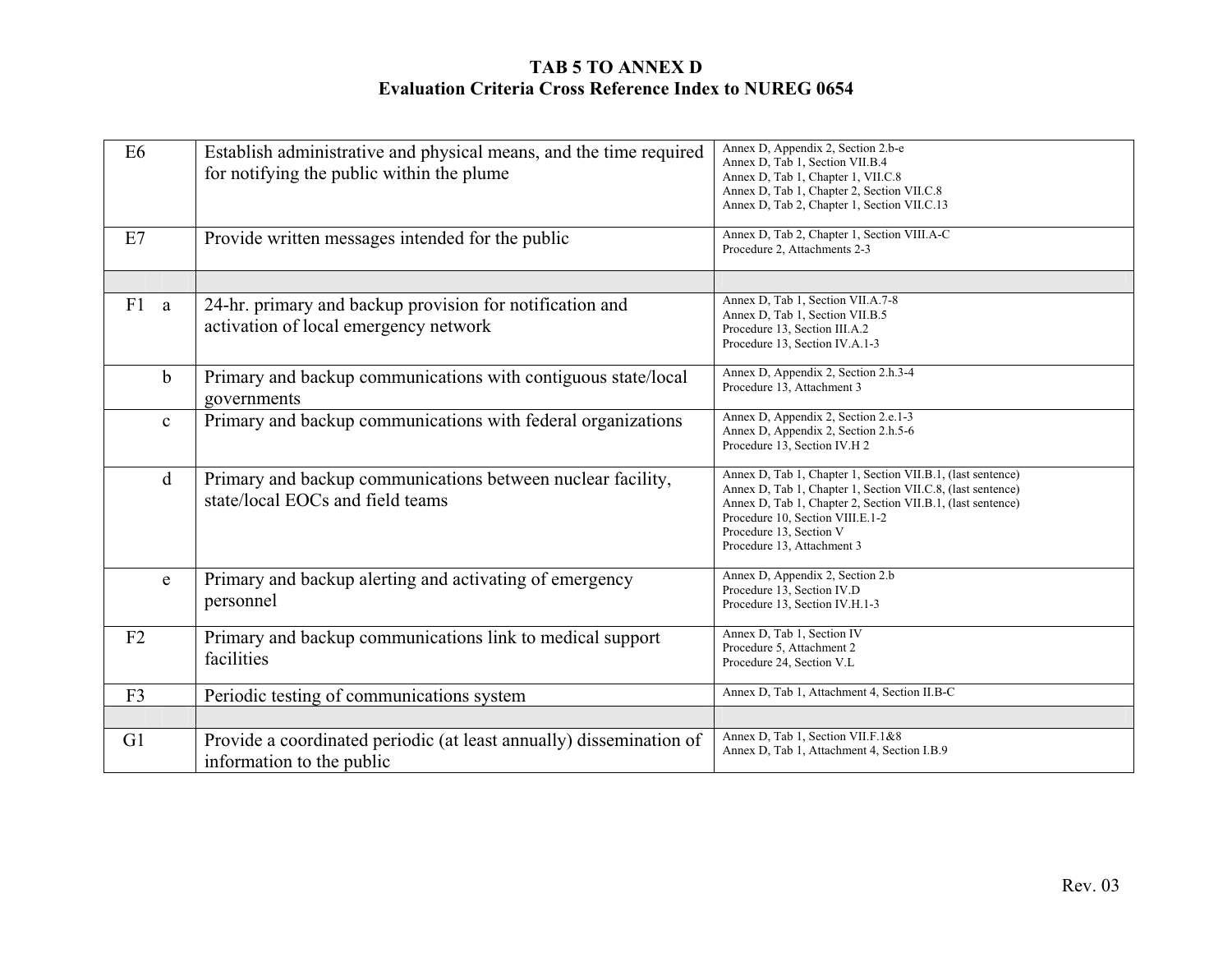**TAB 5 TO ANNEX D**
**Evaluation Criteria Cross Reference Index to NUREG 0654**

| | | | |
|---|---|---|---|
| E6 | | Establish administrative and physical means, and the time required for notifying the public within the plume | Annex D, Appendix 2, Section 2.b-e<br>Annex D, Tab 1, Section VII.B.4<br>Annex D, Tab 1, Chapter 1, VII.C.8<br>Annex D, Tab 1, Chapter 2, Section VII.C.8<br>Annex D, Tab 2, Chapter 1, Section VII.C.13 |
| E7 | | Provide written messages intended for the public | Annex D, Tab 2, Chapter 1, Section VIII.A-C<br>Procedure 2, Attachments 2-3 |
| | | | |
| F1 | a | 24-hr. primary and backup provision for notification and activation of local emergency network | Annex D, Tab 1, Section VII.A.7-8<br>Annex D, Tab 1, Section VII.B.5<br>Procedure 13, Section III.A.2<br>Procedure 13, Section IV.A.1-3 |
| | b | Primary and backup communications with contiguous state/local governments | Annex D, Appendix 2, Section 2.h.3-4<br>Procedure 13, Attachment 3 |
| | c | Primary and backup communications with federal organizations | Annex D, Appendix 2, Section 2.e.1-3<br>Annex D, Appendix 2, Section 2.h.5-6<br>Procedure 13, Section IV.H 2 |
| | d | Primary and backup communications between nuclear facility, state/local EOCs and field teams | Annex D, Tab 1, Chapter 1, Section VII.B.1, (last sentence)<br>Annex D, Tab 1, Chapter 1, Section VII.C.8, (last sentence)<br>Annex D, Tab 1, Chapter 2, Section VII.B.1, (last sentence)<br>Procedure 10, Section VIII.E.1-2<br>Procedure 13, Section V<br>Procedure 13, Attachment 3 |
| | e | Primary and backup alerting and activating of emergency personnel | Annex D, Appendix 2, Section 2.b<br>Procedure 13, Section IV.D<br>Procedure 13, Section IV.H.1-3 |
| F2 | | Primary and backup communications link to medical support facilities | Annex D, Tab 1, Section IV<br>Procedure 5, Attachment 2<br>Procedure 24, Section V.L |
| F3 | | Periodic testing of communications system | Annex D, Tab 1, Attachment 4, Section II.B-C |
| | | | |
| G1 | | Provide a coordinated periodic (at least annually) dissemination of information to the public | Annex D, Tab 1, Section VII.F.1&8<br>Annex D, Tab 1, Attachment 4, Section I.B.9 |

Rev. 03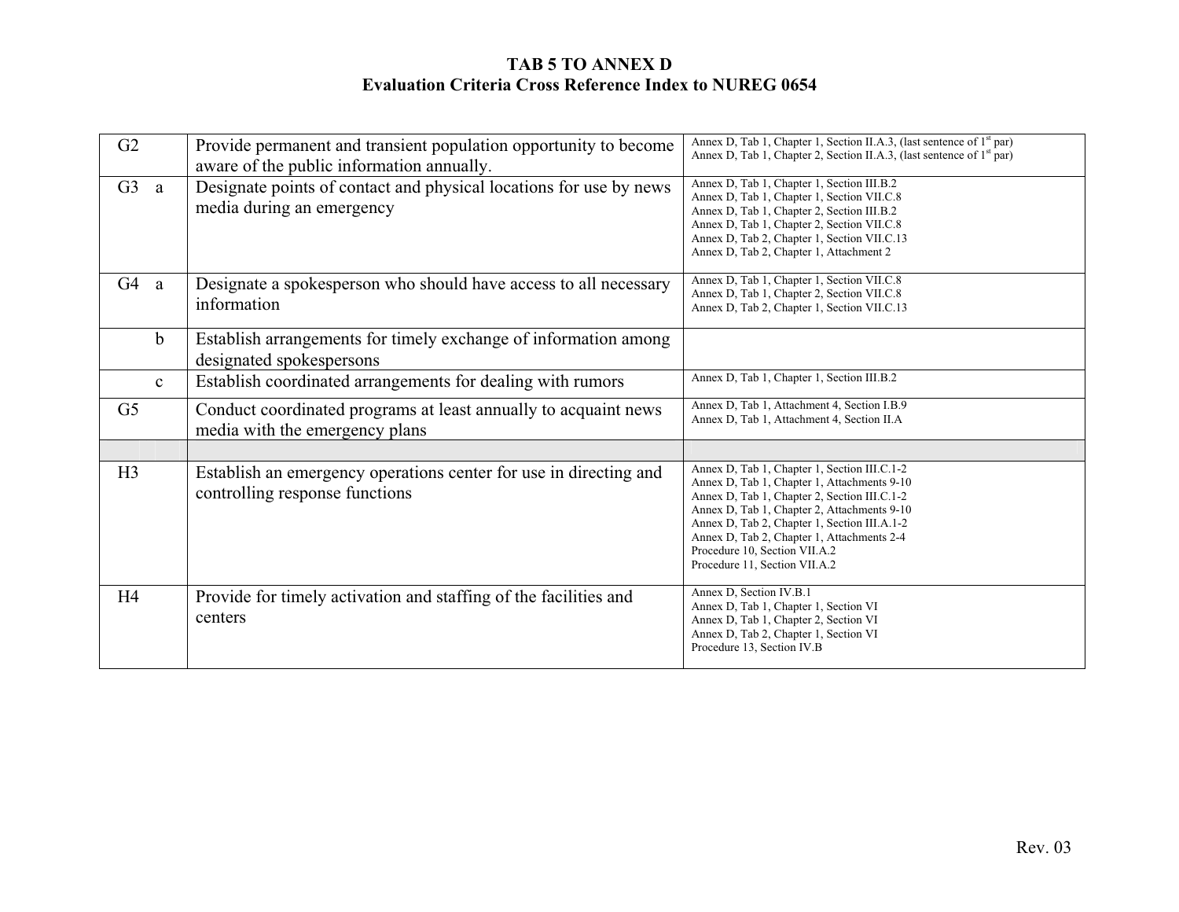## TAB 5 TO ANNEX D
## Evaluation Criteria Cross Reference Index to NUREG 0654

| | | | |
|---|---|---|---|
| G2 | | Provide permanent and transient population opportunity to become aware of the public information annually. | Annex D, Tab 1, Chapter 1, Section II.A.3, (last sentence of 1st par)<br>Annex D, Tab 1, Chapter 2, Section II.A.3, (last sentence of 1st par) |
| G3 | a | Designate points of contact and physical locations for use by news media during an emergency | Annex D, Tab 1, Chapter 1, Section III.B.2<br>Annex D, Tab 1, Chapter 1, Section VII.C.8<br>Annex D, Tab 1, Chapter 2, Section III.B.2<br>Annex D, Tab 1, Chapter 2, Section VII.C.8<br>Annex D, Tab 2, Chapter 1, Section VII.C.13<br>Annex D, Tab 2, Chapter 1, Attachment 2 |
| G4 | a | Designate a spokesperson who should have access to all necessary information | Annex D, Tab 1, Chapter 1, Section VII.C.8<br>Annex D, Tab 1, Chapter 2, Section VII.C.8<br>Annex D, Tab 2, Chapter 1, Section VII.C.13 |
| | b | Establish arrangements for timely exchange of information among designated spokespersons | |
| | c | Establish coordinated arrangements for dealing with rumors | Annex D, Tab 1, Chapter 1, Section III.B.2 |
| G5 | | Conduct coordinated programs at least annually to acquaint news media with the emergency plans | Annex D, Tab 1, Attachment 4, Section I.B.9<br>Annex D, Tab 1, Attachment 4, Section II.A |
| | | | |
| H3 | | Establish an emergency operations center for use in directing and controlling response functions | Annex D, Tab 1, Chapter 1, Section III.C.1-2<br>Annex D, Tab 1, Chapter 1, Attachments 9-10<br>Annex D, Tab 1, Chapter 2, Section III.C.1-2<br>Annex D, Tab 1, Chapter 2, Attachments 9-10<br>Annex D, Tab 2, Chapter 1, Section III.A.1-2<br>Annex D, Tab 2, Chapter 1, Attachments 2-4<br>Procedure 10, Section VII.A.2<br>Procedure 11, Section VII.A.2 |
| H4 | | Provide for timely activation and staffing of the facilities and centers | Annex D, Section IV.B.1<br>Annex D, Tab 1, Chapter 1, Section VI<br>Annex D, Tab 1, Chapter 2, Section VI<br>Annex D, Tab 2, Chapter 1, Section VI<br>Procedure 13, Section IV.B |

Rev. 03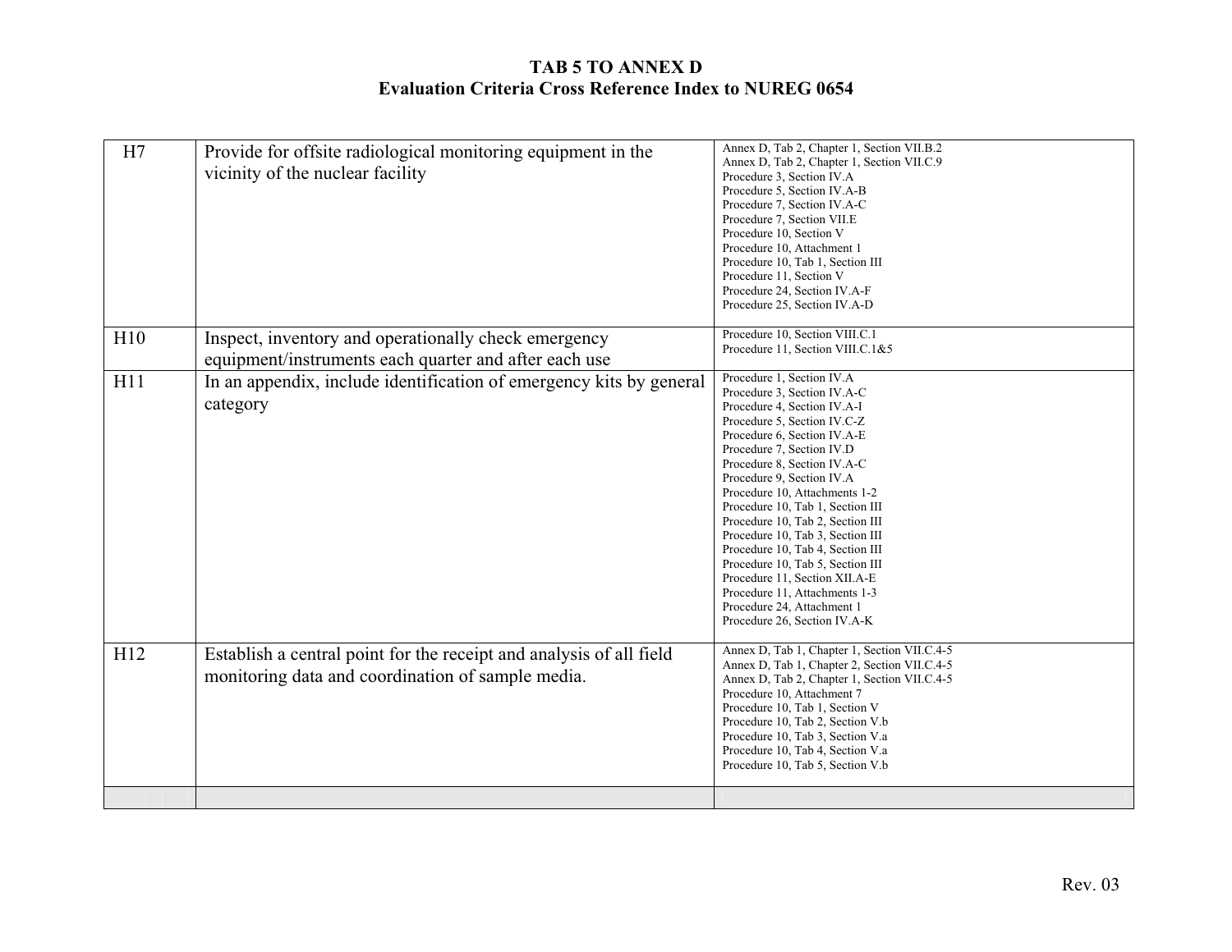# TAB 5 TO ANNEX D
## Evaluation Criteria Cross Reference Index to NUREG 0654

| | | |
|---|---|---|
| H7 | Provide for offsite radiological monitoring equipment in the vicinity of the nuclear facility | Annex D, Tab 2, Chapter 1, Section VII.B.2<br>Annex D, Tab 2, Chapter 1, Section VII.C.9<br>Procedure 3, Section IV.A<br>Procedure 5, Section IV.A-B<br>Procedure 7, Section IV.A-C<br>Procedure 7, Section VII.E<br>Procedure 10, Section V<br>Procedure 10, Attachment 1<br>Procedure 10, Tab 1, Section III<br>Procedure 11, Section V<br>Procedure 24, Section IV.A-F<br>Procedure 25, Section IV.A-D |
| H10 | Inspect, inventory and operationally check emergency equipment/instruments each quarter and after each use | Procedure 10, Section VIII.C.1<br>Procedure 11, Section VIII.C.1&5 |
| H11 | In an appendix, include identification of emergency kits by general category | Procedure 1, Section IV.A<br>Procedure 3, Section IV.A-C<br>Procedure 4, Section IV.A-I<br>Procedure 5, Section IV.C-Z<br>Procedure 6, Section IV.A-E<br>Procedure 7, Section IV.D<br>Procedure 8, Section IV.A-C<br>Procedure 9, Section IV.A<br>Procedure 10, Attachments 1-2<br>Procedure 10, Tab 1, Section III<br>Procedure 10, Tab 2, Section III<br>Procedure 10, Tab 3, Section III<br>Procedure 10, Tab 4, Section III<br>Procedure 10, Tab 5, Section III<br>Procedure 11, Section XII.A-E<br>Procedure 11, Attachments 1-3<br>Procedure 24, Attachment 1<br>Procedure 26, Section IV.A-K |
| H12 | Establish a central point for the receipt and analysis of all field monitoring data and coordination of sample media. | Annex D, Tab 1, Chapter 1, Section VII.C.4-5<br>Annex D, Tab 1, Chapter 2, Section VII.C.4-5<br>Annex D, Tab 2, Chapter 1, Section VII.C.4-5<br>Procedure 10, Attachment 7<br>Procedure 10, Tab 1, Section V<br>Procedure 10, Tab 2, Section V.b<br>Procedure 10, Tab 3, Section V.a<br>Procedure 10, Tab 4, Section V.a<br>Procedure 10, Tab 5, Section V.b |
| | | |

Rev. 03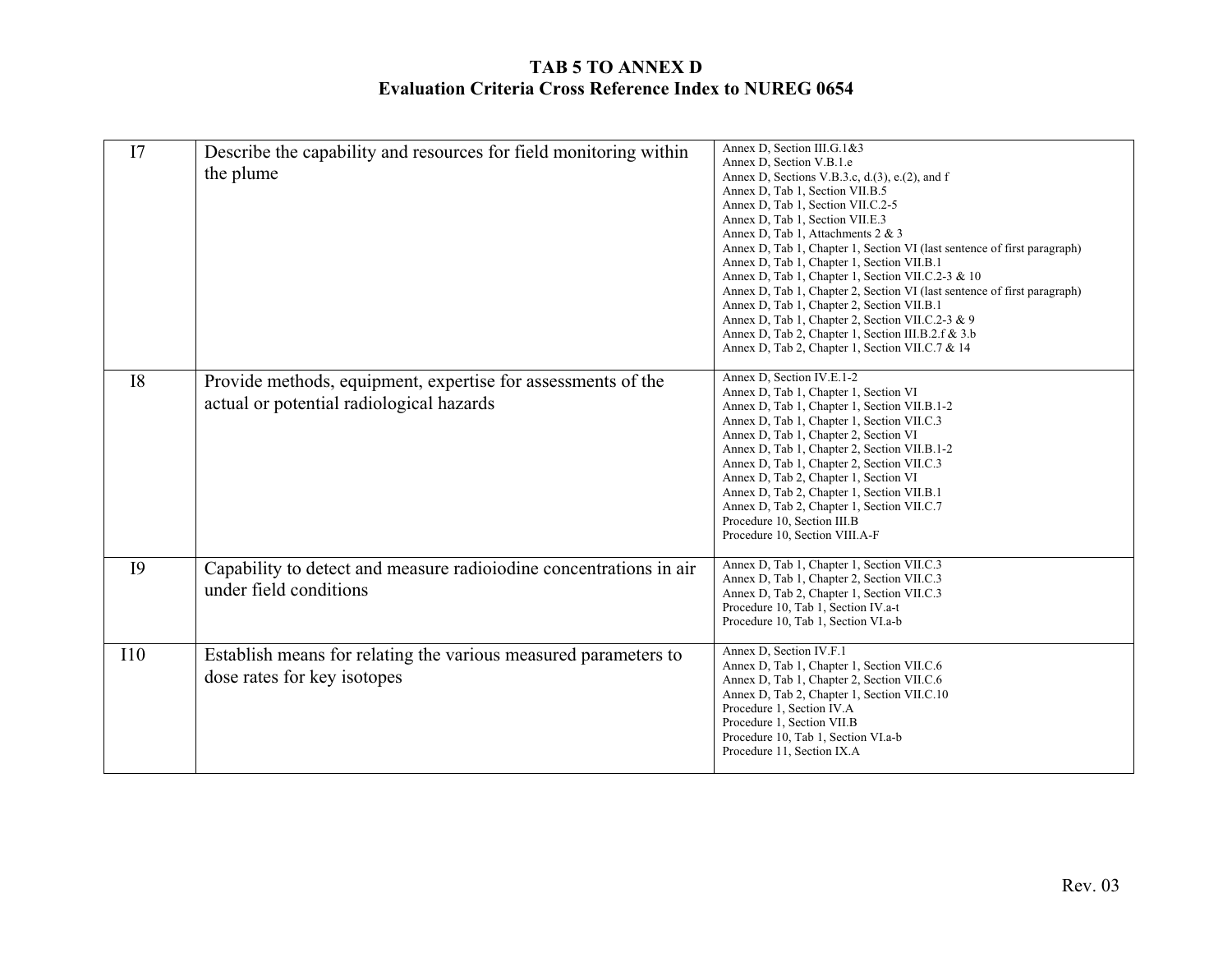# TAB 5 TO ANNEX D
## Evaluation Criteria Cross Reference Index to NUREG 0654

| | | |
|---|---|---|
| I7 | Describe the capability and resources for field monitoring within the plume | Annex D, Section III.G.1&3<br>Annex D, Section V.B.1.e<br>Annex D, Sections V.B.3.c, d.(3), e.(2), and f<br>Annex D, Tab 1, Section VII.B.5<br>Annex D, Tab 1, Section VII.C.2-5<br>Annex D, Tab 1, Section VII.E.3<br>Annex D, Tab 1, Attachments 2 & 3<br>Annex D, Tab 1, Chapter 1, Section VI (last sentence of first paragraph)<br>Annex D, Tab 1, Chapter 1, Section VII.B.1<br>Annex D, Tab 1, Chapter 1, Section VII.C.2-3 & 10<br>Annex D, Tab 1, Chapter 2, Section VI (last sentence of first paragraph)<br>Annex D, Tab 1, Chapter 2, Section VII.B.1<br>Annex D, Tab 1, Chapter 2, Section VII.C.2-3 & 9<br>Annex D, Tab 2, Chapter 1, Section III.B.2.f & 3.b<br>Annex D, Tab 2, Chapter 1, Section VII.C.7 & 14 |
| I8 | Provide methods, equipment, expertise for assessments of the actual or potential radiological hazards | Annex D, Section IV.E.1-2<br>Annex D, Tab 1, Chapter 1, Section VI<br>Annex D, Tab 1, Chapter 1, Section VII.B.1-2<br>Annex D, Tab 1, Chapter 1, Section VII.C.3<br>Annex D, Tab 1, Chapter 2, Section VI<br>Annex D, Tab 1, Chapter 2, Section VII.B.1-2<br>Annex D, Tab 1, Chapter 2, Section VII.C.3<br>Annex D, Tab 2, Chapter 1, Section VI<br>Annex D, Tab 2, Chapter 1, Section VII.B.1<br>Annex D, Tab 2, Chapter 1, Section VII.C.7<br>Procedure 10, Section III.B<br>Procedure 10, Section VIII.A-F |
| I9 | Capability to detect and measure radioiodine concentrations in air under field conditions | Annex D, Tab 1, Chapter 1, Section VII.C.3<br>Annex D, Tab 1, Chapter 2, Section VII.C.3<br>Annex D, Tab 2, Chapter 1, Section VII.C.3<br>Procedure 10, Tab 1, Section IV.a-t<br>Procedure 10, Tab 1, Section VI.a-b |
| I10 | Establish means for relating the various measured parameters to dose rates for key isotopes | Annex D, Section IV.F.1<br>Annex D, Tab 1, Chapter 1, Section VII.C.6<br>Annex D, Tab 1, Chapter 2, Section VII.C.6<br>Annex D, Tab 2, Chapter 1, Section VII.C.10<br>Procedure 1, Section IV.A<br>Procedure 1, Section VII.B<br>Procedure 10, Tab 1, Section VI.a-b<br>Procedure 11, Section IX.A |

Rev. 03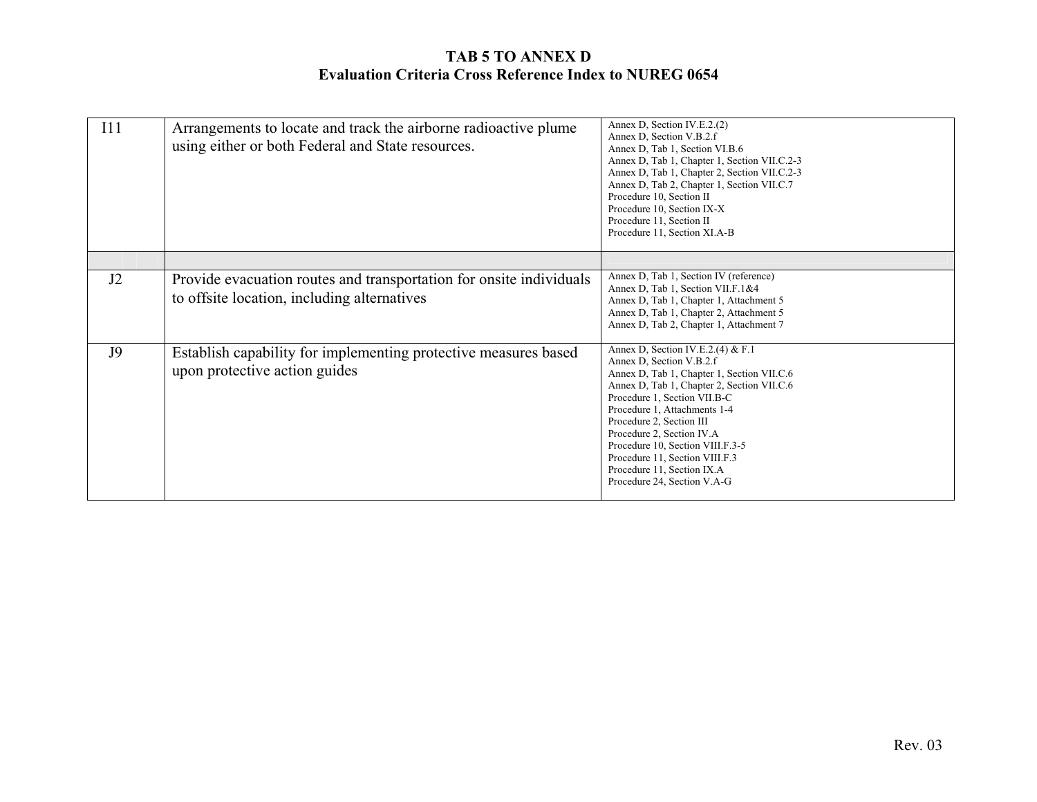# TAB 5 TO ANNEX D
## Evaluation Criteria Cross Reference Index to NUREG 0654

| | | |
|---|---|---|
| I11 | Arrangements to locate and track the airborne radioactive plume using either or both Federal and State resources. | Annex D, Section IV.E.2.(2)<br>Annex D, Section V.B.2.f<br>Annex D, Tab 1, Section VI.B.6<br>Annex D, Tab 1, Chapter 1, Section VII.C.2-3<br>Annex D, Tab 1, Chapter 2, Section VII.C.2-3<br>Annex D, Tab 2, Chapter 1, Section VII.C.7<br>Procedure 10, Section II<br>Procedure 10, Section IX-X<br>Procedure 11, Section II<br>Procedure 11, Section XI.A-B |
| | | |
| J2 | Provide evacuation routes and transportation for onsite individuals to offsite location, including alternatives | Annex D, Tab 1, Section IV (reference)<br>Annex D, Tab 1, Section VII.F.1&4<br>Annex D, Tab 1, Chapter 1, Attachment 5<br>Annex D, Tab 1, Chapter 2, Attachment 5<br>Annex D, Tab 2, Chapter 1, Attachment 7 |
| J9 | Establish capability for implementing protective measures based upon protective action guides | Annex D, Section IV.E.2.(4) & F.1<br>Annex D, Section V.B.2.f<br>Annex D, Tab 1, Chapter 1, Section VII.C.6<br>Annex D, Tab 1, Chapter 2, Section VII.C.6<br>Procedure 1, Section VII.B-C<br>Procedure 1, Attachments 1-4<br>Procedure 2, Section III<br>Procedure 2, Section IV.A<br>Procedure 10, Section VIII.F.3-5<br>Procedure 11, Section VIII.F.3<br>Procedure 11, Section IX.A<br>Procedure 24, Section V.A-G |

Rev. 03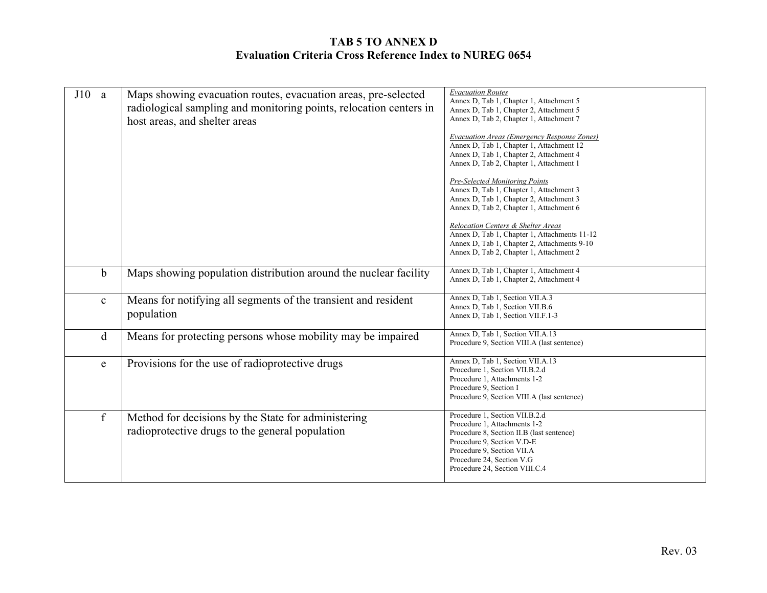# TAB 5 TO ANNEX D
## Evaluation Criteria Cross Reference Index to NUREG 0654

| | | |
|---|---|---|
| J10 a | Maps showing evacuation routes, evacuation areas, pre-selected radiological sampling and monitoring points, relocation centers in host areas, and shelter areas | *Evacuation Routes*<br>Annex D, Tab 1, Chapter 1, Attachment 5<br>Annex D, Tab 1, Chapter 2, Attachment 5<br>Annex D, Tab 2, Chapter 1, Attachment 7<br><br>*Evacuation Areas (Emergency Response Zones)*<br>Annex D, Tab 1, Chapter 1, Attachment 12<br>Annex D, Tab 1, Chapter 2, Attachment 4<br>Annex D, Tab 2, Chapter 1, Attachment 1<br><br>*Pre-Selected Monitoring Points*<br>Annex D, Tab 1, Chapter 1, Attachment 3<br>Annex D, Tab 1, Chapter 2, Attachment 3<br>Annex D, Tab 2, Chapter 1, Attachment 6<br><br>*Relocation Centers & Shelter Areas*<br>Annex D, Tab 1, Chapter 1, Attachments 11-12<br>Annex D, Tab 1, Chapter 2, Attachments 9-10<br>Annex D, Tab 2, Chapter 1, Attachment 2 |
| b | Maps showing population distribution around the nuclear facility | Annex D, Tab 1, Chapter 1, Attachment 4<br>Annex D, Tab 1, Chapter 2, Attachment 4 |
| c | Means for notifying all segments of the transient and resident population | Annex D, Tab 1, Section VII.A.3<br>Annex D, Tab 1, Section VII.B.6<br>Annex D, Tab 1, Section VII.F.1-3 |
| d | Means for protecting persons whose mobility may be impaired | Annex D, Tab 1, Section VII.A.13<br>Procedure 9, Section VIII.A (last sentence) |
| e | Provisions for the use of radioprotective drugs | Annex D, Tab 1, Section VII.A.13<br>Procedure 1, Section VII.B.2.d<br>Procedure 1, Attachments 1-2<br>Procedure 9, Section I<br>Procedure 9, Section VIII.A (last sentence) |
| f | Method for decisions by the State for administering radioprotective drugs to the general population | Procedure 1, Section VII.B.2.d<br>Procedure 1, Attachments 1-2<br>Procedure 8, Section II.B (last sentence)<br>Procedure 9, Section V.D-E<br>Procedure 9, Section VII.A<br>Procedure 24, Section V.G<br>Procedure 24, Section VIII.C.4 |

Rev. 03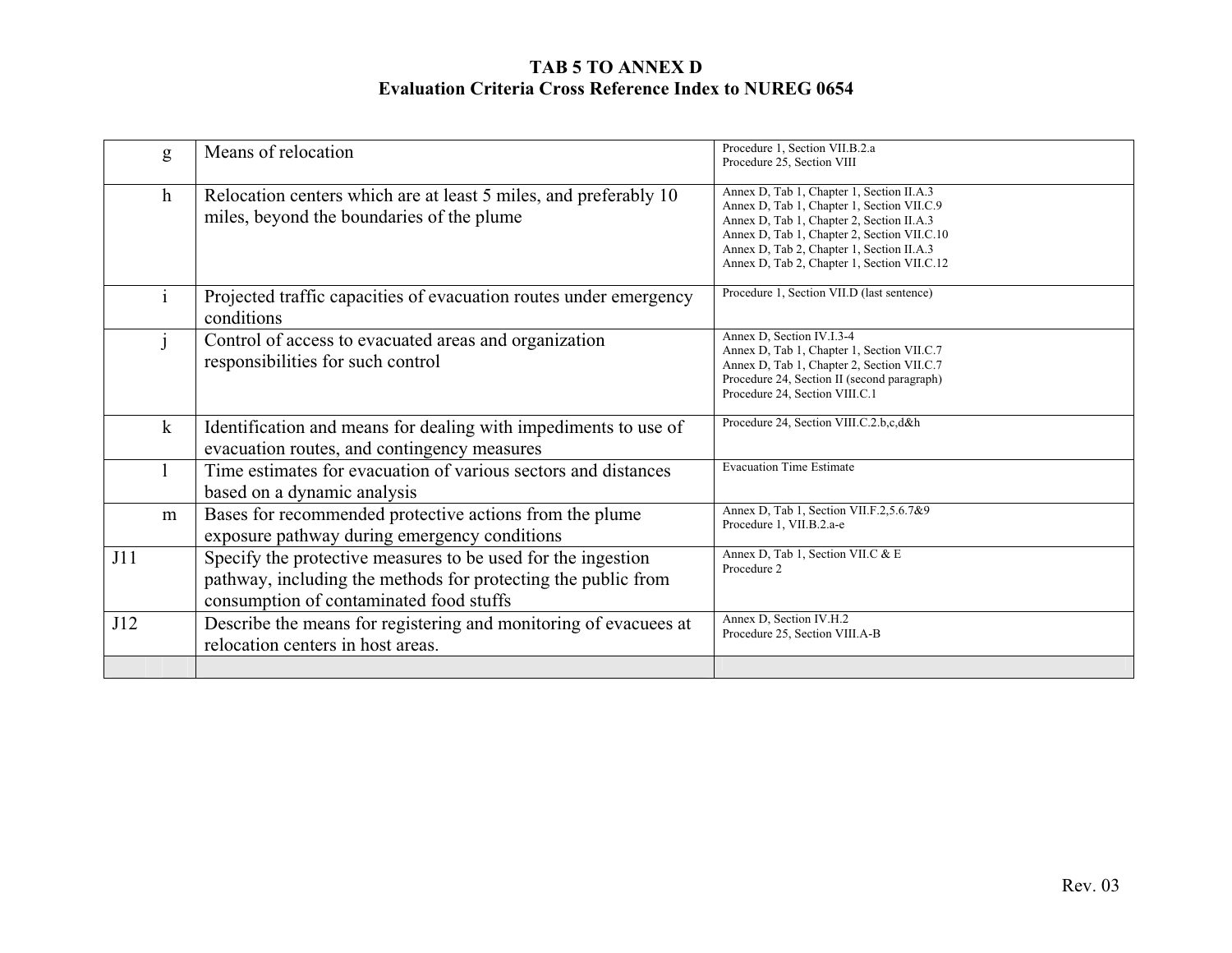# TAB 5 TO ANNEX D
## Evaluation Criteria Cross Reference Index to NUREG 0654

| | | | |
|---|---|---|---|
| | g | Means of relocation | Procedure 1, Section VII.B.2.a<br>Procedure 25, Section VIII |
| | h | Relocation centers which are at least 5 miles, and preferably 10 miles, beyond the boundaries of the plume | Annex D, Tab 1, Chapter 1, Section II.A.3<br>Annex D, Tab 1, Chapter 1, Section VII.C.9<br>Annex D, Tab 1, Chapter 2, Section II.A.3<br>Annex D, Tab 1, Chapter 2, Section VII.C.10<br>Annex D, Tab 2, Chapter 1, Section II.A.3<br>Annex D, Tab 2, Chapter 1, Section VII.C.12 |
| | i | Projected traffic capacities of evacuation routes under emergency conditions | Procedure 1, Section VII.D (last sentence) |
| | j | Control of access to evacuated areas and organization responsibilities for such control | Annex D, Section IV.I.3-4<br>Annex D, Tab 1, Chapter 1, Section VII.C.7<br>Annex D, Tab 1, Chapter 2, Section VII.C.7<br>Procedure 24, Section II (second paragraph)<br>Procedure 24, Section VIII.C.1 |
| | k | Identification and means for dealing with impediments to use of evacuation routes, and contingency measures | Procedure 24, Section VIII.C.2.b,c,d&h |
| | l | Time estimates for evacuation of various sectors and distances based on a dynamic analysis | Evacuation Time Estimate |
| | m | Bases for recommended protective actions from the plume exposure pathway during emergency conditions | Annex D, Tab 1, Section VII.F.2,5.6.7&9<br>Procedure 1, VII.B.2.a-e |
| J11 | | Specify the protective measures to be used for the ingestion pathway, including the methods for protecting the public from consumption of contaminated food stuffs | Annex D, Tab 1, Section VII.C & E<br>Procedure 2 |
| J12 | | Describe the means for registering and monitoring of evacuees at relocation centers in host areas. | Annex D, Section IV.H.2<br>Procedure 25, Section VIII.A-B |
| | | | |

Rev. 03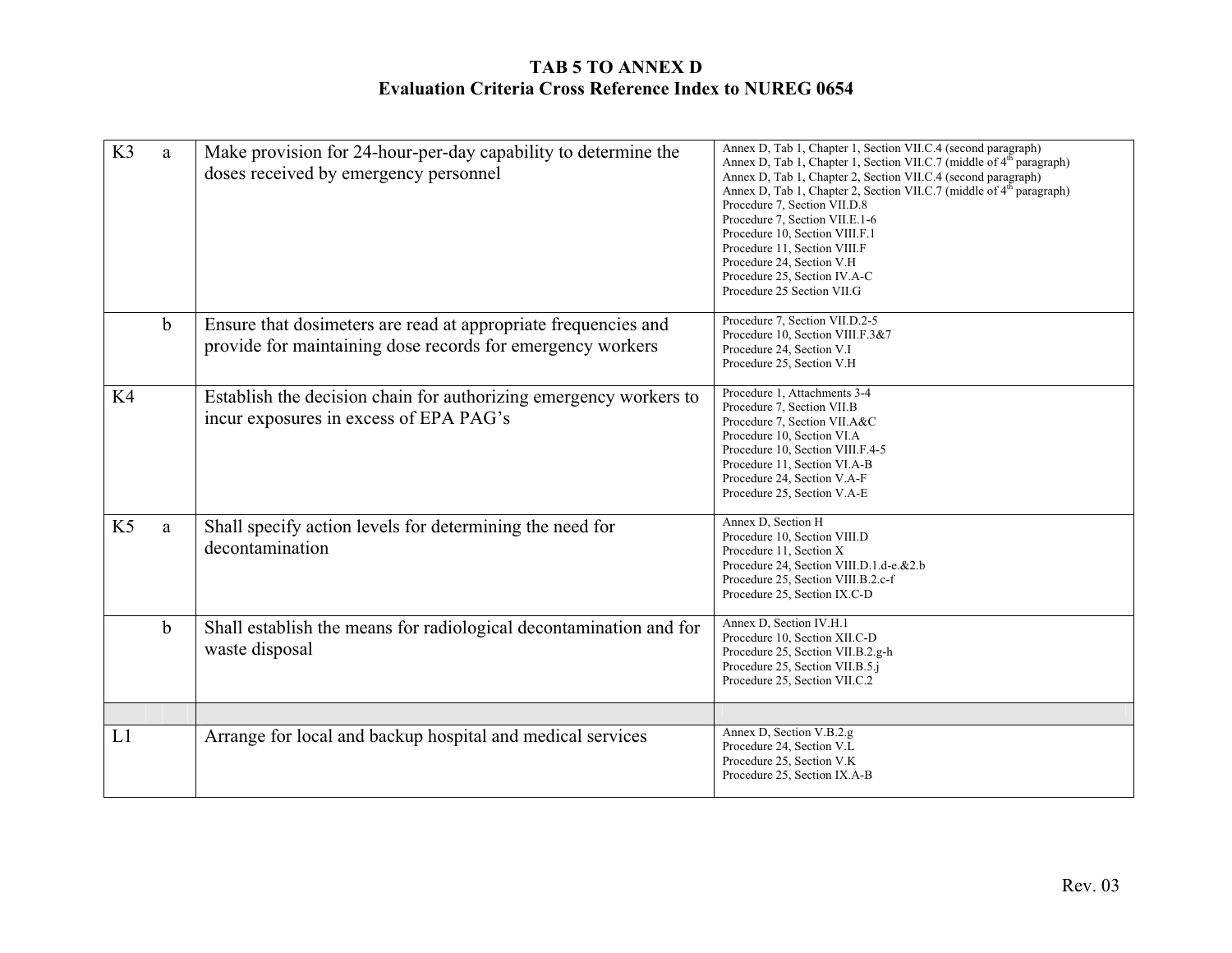**TAB 5 TO ANNEX D**
**Evaluation Criteria Cross Reference Index to NUREG 0654**

| | | | |
|---|---|---|---|
| K3 | a | Make provision for 24-hour-per-day capability to determine the doses received by emergency personnel | Annex D, Tab 1, Chapter 1, Section VII.C.4 (second paragraph)<br>Annex D, Tab 1, Chapter 1, Section VII.C.7 (middle of 4th paragraph)<br>Annex D, Tab 1, Chapter 2, Section VII.C.4 (second paragraph)<br>Annex D, Tab 1, Chapter 2, Section VII.C.7 (middle of 4th paragraph)<br>Procedure 7, Section VII.D.8<br>Procedure 7, Section VII.E.1-6<br>Procedure 10, Section VIII.F.1<br>Procedure 11, Section VIII.F<br>Procedure 24, Section V.H<br>Procedure 25, Section IV.A-C<br>Procedure 25 Section VII.G |
| | b | Ensure that dosimeters are read at appropriate frequencies and provide for maintaining dose records for emergency workers | Procedure 7, Section VII.D.2-5<br>Procedure 10, Section VIII.F.3&7<br>Procedure 24, Section V.I<br>Procedure 25, Section V.H |
| K4 | | Establish the decision chain for authorizing emergency workers to incur exposures in excess of EPA PAG's | Procedure 1, Attachments 3-4<br>Procedure 7, Section VII.B<br>Procedure 7, Section VII.A&C<br>Procedure 10, Section VI.A<br>Procedure 10, Section VIII.F.4-5<br>Procedure 11, Section VI.A-B<br>Procedure 24, Section V.A-F<br>Procedure 25, Section V.A-E |
| K5 | a | Shall specify action levels for determining the need for decontamination | Annex D, Section H<br>Procedure 10, Section VIII.D<br>Procedure 11, Section X<br>Procedure 24, Section VIII.D.1.d-e.&2.b<br>Procedure 25, Section VIII.B.2.c-f<br>Procedure 25, Section IX.C-D |
| | b | Shall establish the means for radiological decontamination and for waste disposal | Annex D, Section IV.H.1<br>Procedure 10, Section XII.C-D<br>Procedure 25, Section VII.B.2.g-h<br>Procedure 25, Section VII.B.5.j<br>Procedure 25, Section VII.C.2 |
| | | | |
| L1 | | Arrange for local and backup hospital and medical services | Annex D, Section V.B.2.g<br>Procedure 24, Section V.L<br>Procedure 25, Section V.K<br>Procedure 25, Section IX.A-B |

Rev. 03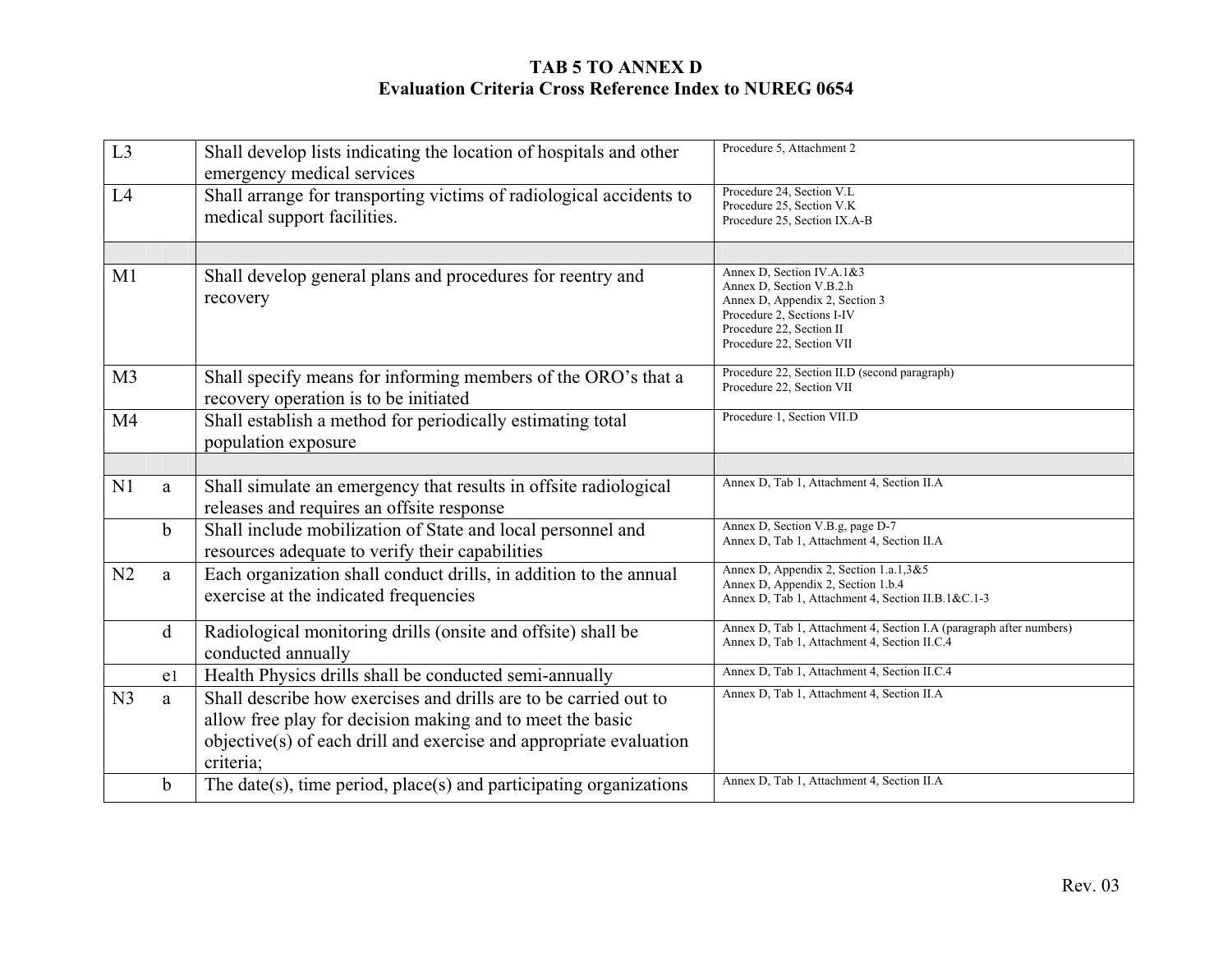**TAB 5 TO ANNEX D**
**Evaluation Criteria Cross Reference Index to NUREG 0654**

| | | | |
|---|---|---|---|
| L3 | | Shall develop lists indicating the location of hospitals and other emergency medical services | Procedure 5, Attachment 2 |
| L4 | | Shall arrange for transporting victims of radiological accidents to medical support facilities. | Procedure 24, Section V.L<br>Procedure 25, Section V.K<br>Procedure 25, Section IX.A-B |
| | | | |
| M1 | | Shall develop general plans and procedures for reentry and recovery | Annex D, Section IV.A.1&3<br>Annex D, Section V.B.2.h<br>Annex D, Appendix 2, Section 3<br>Procedure 2, Sections I-IV<br>Procedure 22, Section II<br>Procedure 22, Section VII |
| M3 | | Shall specify means for informing members of the ORO's that a recovery operation is to be initiated | Procedure 22, Section II.D (second paragraph)<br>Procedure 22, Section VII |
| M4 | | Shall establish a method for periodically estimating total population exposure | Procedure 1, Section VII.D |
| | | | |
| N1 | a | Shall simulate an emergency that results in offsite radiological releases and requires an offsite response | Annex D, Tab 1, Attachment 4, Section II.A |
| | b | Shall include mobilization of State and local personnel and resources adequate to verify their capabilities | Annex D, Section V.B.g, page D-7<br>Annex D, Tab 1, Attachment 4, Section II.A |
| N2 | a | Each organization shall conduct drills, in addition to the annual exercise at the indicated frequencies | Annex D, Appendix 2, Section 1.a.1,3&5<br>Annex D, Appendix 2, Section 1.b.4<br>Annex D, Tab 1, Attachment 4, Section II.B.1&C.1-3 |
| | d | Radiological monitoring drills (onsite and offsite) shall be conducted annually | Annex D, Tab 1, Attachment 4, Section I.A (paragraph after numbers)<br>Annex D, Tab 1, Attachment 4, Section II.C.4 |
| | e1 | Health Physics drills shall be conducted semi-annually | Annex D, Tab 1, Attachment 4, Section II.C.4 |
| N3 | a | Shall describe how exercises and drills are to be carried out to allow free play for decision making and to meet the basic objective(s) of each drill and exercise and appropriate evaluation criteria; | Annex D, Tab 1, Attachment 4, Section II.A |
| | b | The date(s), time period, place(s) and participating organizations | Annex D, Tab 1, Attachment 4, Section II.A |

Rev. 03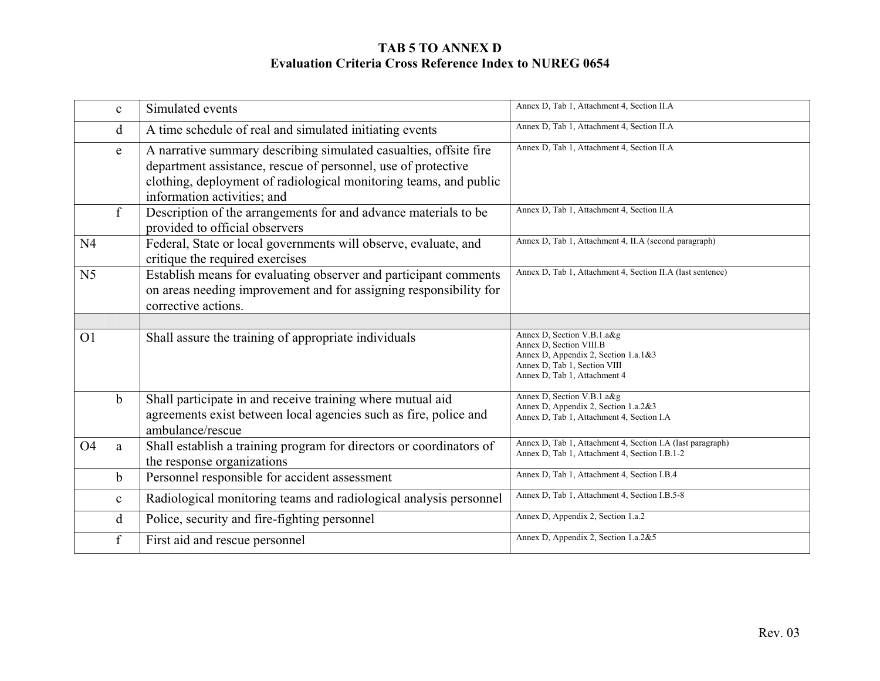**TAB 5 TO ANNEX D**
**Evaluation Criteria Cross Reference Index to NUREG 0654**

| | | | |
|---|---|---|---|
| | c | Simulated events | Annex D, Tab 1, Attachment 4, Section II.A |
| | d | A time schedule of real and simulated initiating events | Annex D, Tab 1, Attachment 4, Section II.A |
| | e | A narrative summary describing simulated casualties, offsite fire department assistance, rescue of personnel, use of protective clothing, deployment of radiological monitoring teams, and public information activities; and | Annex D, Tab 1, Attachment 4, Section II.A |
| | f | Description of the arrangements for and advance materials to be provided to official observers | Annex D, Tab 1, Attachment 4, Section II.A |
| N4 | | Federal, State or local governments will observe, evaluate, and critique the required exercises | Annex D, Tab 1, Attachment 4, II.A (second paragraph) |
| N5 | | Establish means for evaluating observer and participant comments on areas needing improvement and for assigning responsibility for corrective actions. | Annex D, Tab 1, Attachment 4, Section II.A (last sentence) |
| | | | |
| O1 | | Shall assure the training of appropriate individuals | Annex D, Section V.B.1.a&g<br>Annex D, Section VIII.B<br>Annex D, Appendix 2, Section 1.a.1&3<br>Annex D, Tab 1, Section VIII<br>Annex D, Tab 1, Attachment 4 |
| | b | Shall participate in and receive training where mutual aid agreements exist between local agencies such as fire, police and ambulance/rescue | Annex D, Section V.B.1.a&g<br>Annex D, Appendix 2, Section 1.a.2&3<br>Annex D, Tab 1, Attachment 4, Section I.A |
| O4 | a | Shall establish a training program for directors or coordinators of the response organizations | Annex D, Tab 1, Attachment 4, Section I.A (last paragraph)<br>Annex D, Tab 1, Attachment 4, Section I.B.1-2 |
| | b | Personnel responsible for accident assessment | Annex D, Tab 1, Attachment 4, Section I.B.4 |
| | c | Radiological monitoring teams and radiological analysis personnel | Annex D, Tab 1, Attachment 4, Section I.B.5-8 |
| | d | Police, security and fire-fighting personnel | Annex D, Appendix 2, Section 1.a.2 |
| | f | First aid and rescue personnel | Annex D, Appendix 2, Section 1.a.2&5 |

Rev. 03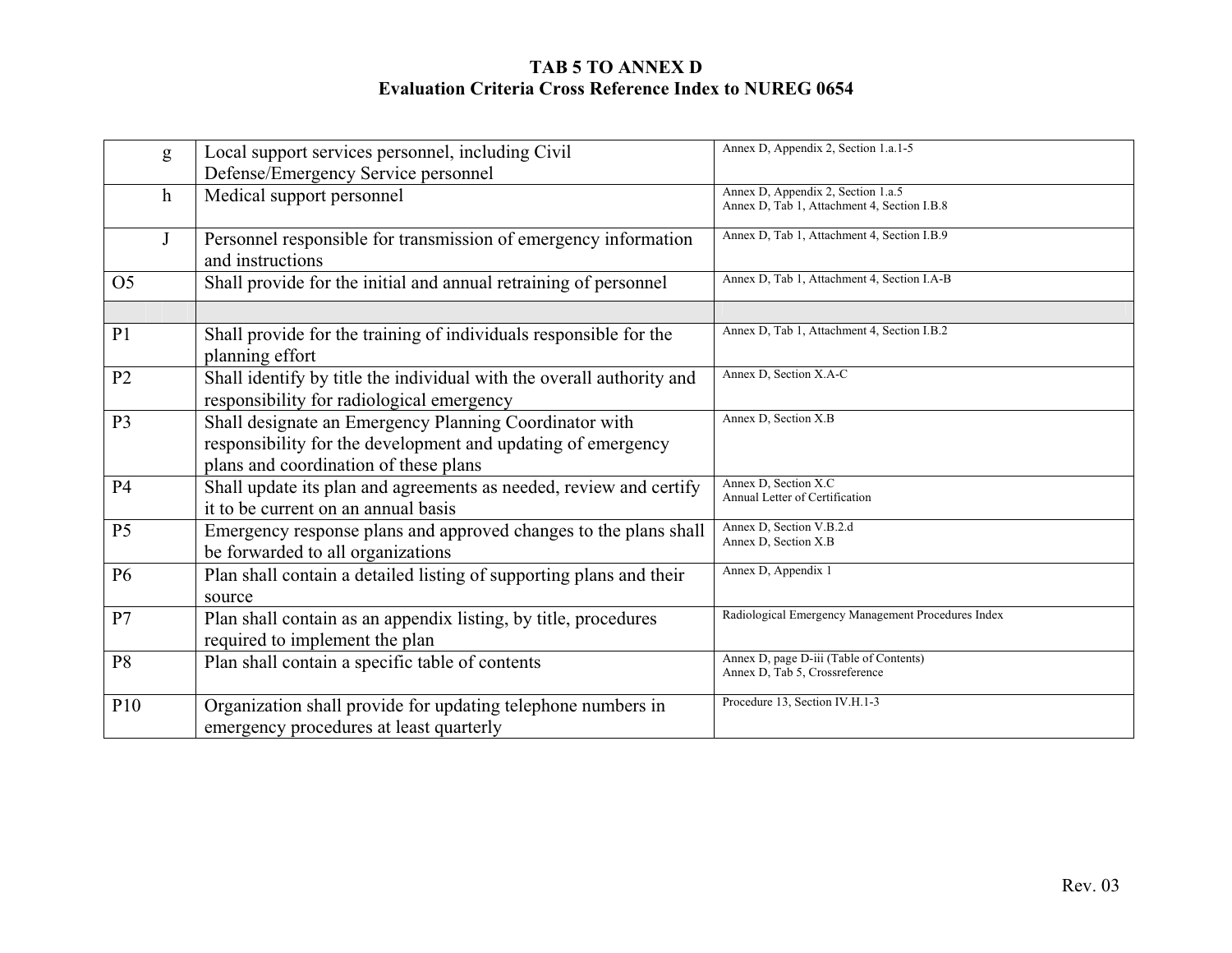**TAB 5 TO ANNEX D**
**Evaluation Criteria Cross Reference Index to NUREG 0654**

| | | |
|---|---|---|
| g | Local support services personnel, including Civil Defense/Emergency Service personnel | Annex D, Appendix 2, Section 1.a.1-5 |
| h | Medical support personnel | Annex D, Appendix 2, Section 1.a.5<br>Annex D, Tab 1, Attachment 4, Section I.B.8 |
| J | Personnel responsible for transmission of emergency information and instructions | Annex D, Tab 1, Attachment 4, Section I.B.9 |
| O5 | Shall provide for the initial and annual retraining of personnel | Annex D, Tab 1, Attachment 4, Section I.A-B |
| | | |
| P1 | Shall provide for the training of individuals responsible for the planning effort | Annex D, Tab 1, Attachment 4, Section I.B.2 |
| P2 | Shall identify by title the individual with the overall authority and responsibility for radiological emergency | Annex D, Section X.A-C |
| P3 | Shall designate an Emergency Planning Coordinator with responsibility for the development and updating of emergency plans and coordination of these plans | Annex D, Section X.B |
| P4 | Shall update its plan and agreements as needed, review and certify it to be current on an annual basis | Annex D, Section X.C<br>Annual Letter of Certification |
| P5 | Emergency response plans and approved changes to the plans shall be forwarded to all organizations | Annex D, Section V.B.2.d<br>Annex D, Section X.B |
| P6 | Plan shall contain a detailed listing of supporting plans and their source | Annex D, Appendix 1 |
| P7 | Plan shall contain as an appendix listing, by title, procedures required to implement the plan | Radiological Emergency Management Procedures Index |
| P8 | Plan shall contain a specific table of contents | Annex D, page D-iii (Table of Contents)<br>Annex D, Tab 5, Crossreference |
| P10 | Organization shall provide for updating telephone numbers in emergency procedures at least quarterly | Procedure 13, Section IV.H.1-3 |

Rev. 03